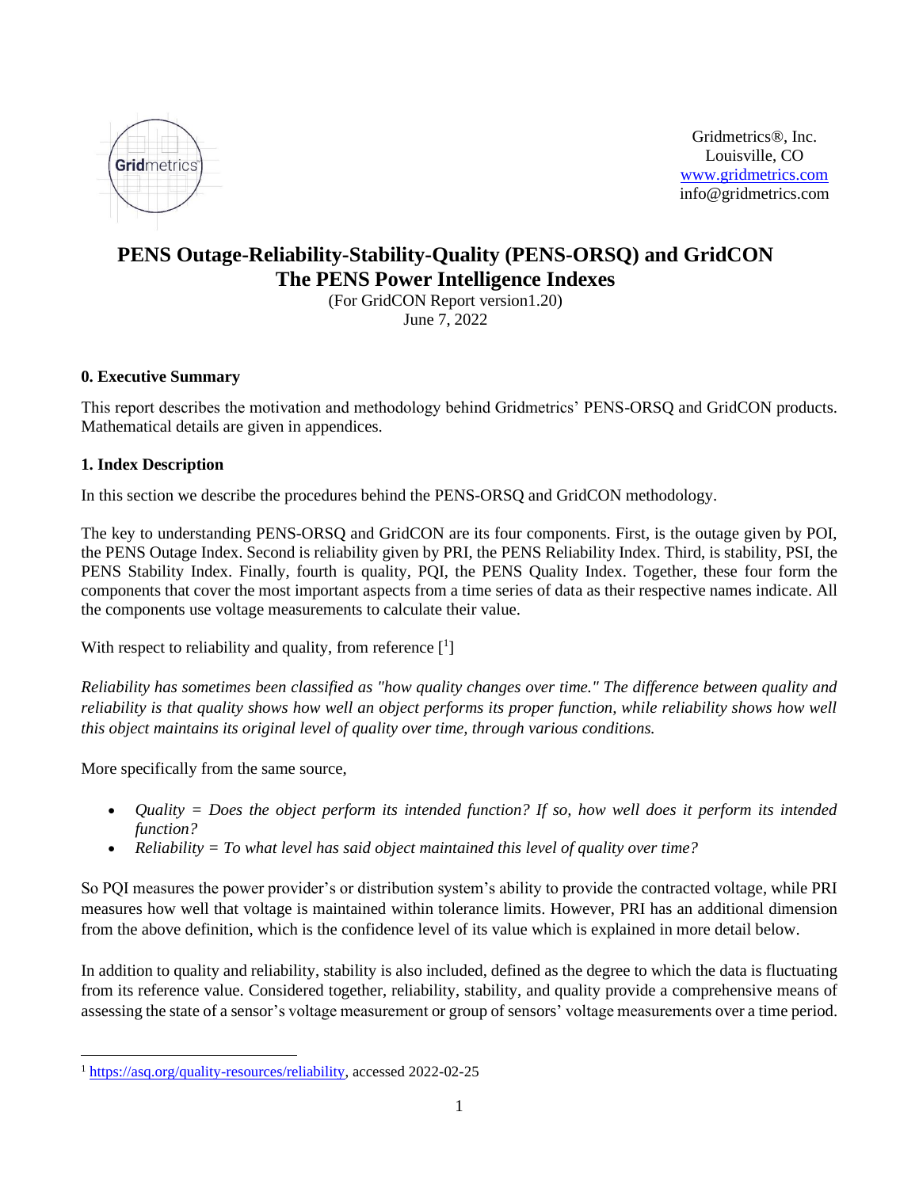Gridmetrics®, Inc.
Louisville, CO
www.gridmetrics.com
info@gridmetrics.com

# PENS Outage-Reliability-Stability-Quality (PENS-ORSQ) and GridCON The PENS Power Intelligence Indexes

(For GridCON Report version1.20)
June 7, 2022

## 0. Executive Summary

This report describes the motivation and methodology behind Gridmetrics' PENS-ORSQ and GridCON products. Mathematical details are given in appendices.

## 1. Index Description

In this section we describe the procedures behind the PENS-ORSQ and GridCON methodology.

The key to understanding PENS-ORSQ and GridCON are its four components. First, is the outage given by POI, the PENS Outage Index. Second is reliability given by PRI, the PENS Reliability Index. Third, is stability, PSI, the PENS Stability Index. Finally, fourth is quality, PQI, the PENS Quality Index. Together, these four form the components that cover the most important aspects from a time series of data as their respective names indicate. All the components use voltage measurements to calculate their value.

With respect to reliability and quality, from reference [1]

*Reliability has sometimes been classified as "how quality changes over time." The difference between quality and reliability is that quality shows how well an object performs its proper function, while reliability shows how well this object maintains its original level of quality over time, through various conditions.*

More specifically from the same source,

- *Quality = Does the object perform its intended function? If so, how well does it perform its intended function?*
- *Reliability = To what level has said object maintained this level of quality over time?*

So PQI measures the power provider's or distribution system's ability to provide the contracted voltage, while PRI measures how well that voltage is maintained within tolerance limits. However, PRI has an additional dimension from the above definition, which is the confidence level of its value which is explained in more detail below.

In addition to quality and reliability, stability is also included, defined as the degree to which the data is fluctuating from its reference value. Considered together, reliability, stability, and quality provide a comprehensive means of assessing the state of a sensor's voltage measurement or group of sensors' voltage measurements over a time period.

[1] https://asq.org/quality-resources/reliability, accessed 2022-02-25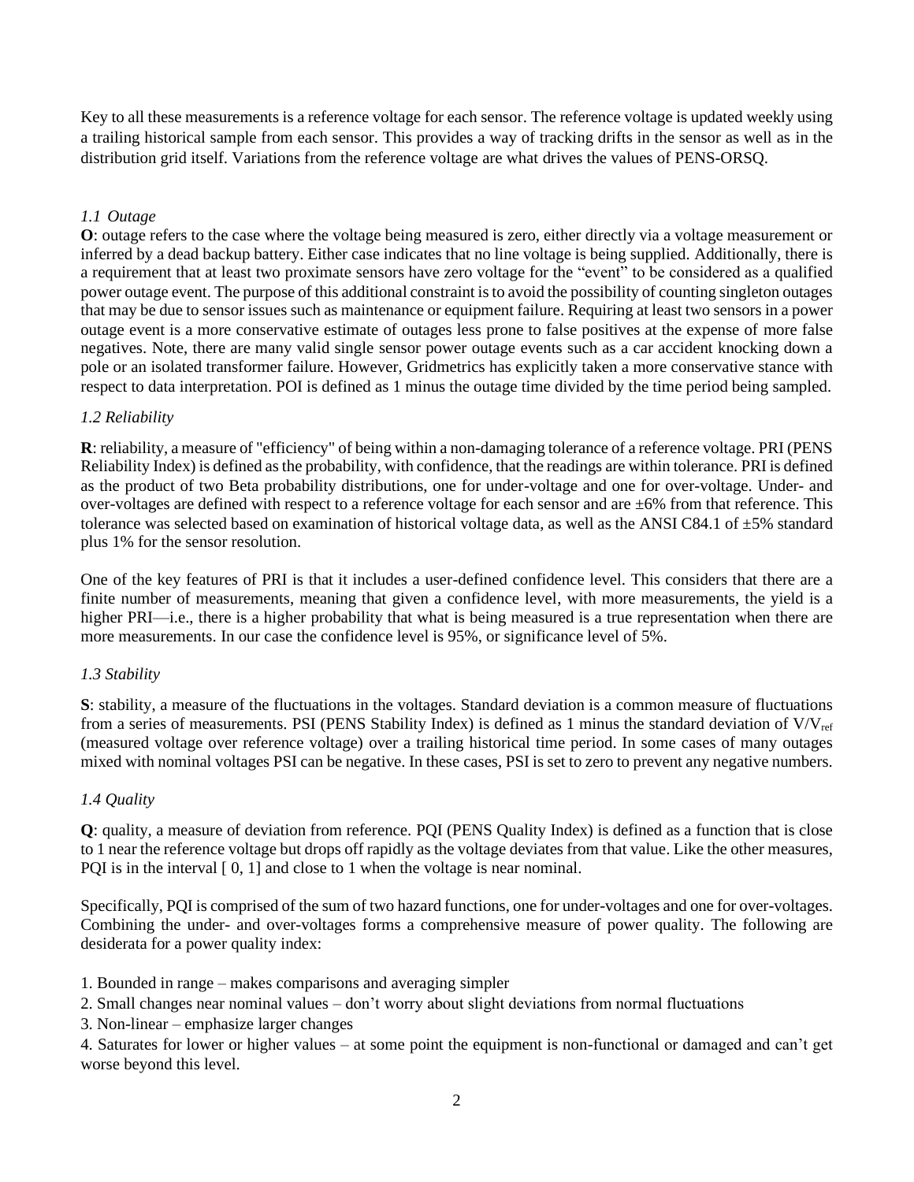Key to all these measurements is a reference voltage for each sensor. The reference voltage is updated weekly using a trailing historical sample from each sensor. This provides a way of tracking drifts in the sensor as well as in the distribution grid itself. Variations from the reference voltage are what drives the values of PENS-ORSQ.

### *1.1 Outage*

**O**: outage refers to the case where the voltage being measured is zero, either directly via a voltage measurement or inferred by a dead backup battery. Either case indicates that no line voltage is being supplied. Additionally, there is a requirement that at least two proximate sensors have zero voltage for the "event" to be considered as a qualified power outage event. The purpose of this additional constraint is to avoid the possibility of counting singleton outages that may be due to sensor issues such as maintenance or equipment failure. Requiring at least two sensors in a power outage event is a more conservative estimate of outages less prone to false positives at the expense of more false negatives. Note, there are many valid single sensor power outage events such as a car accident knocking down a pole or an isolated transformer failure. However, Gridmetrics has explicitly taken a more conservative stance with respect to data interpretation. POI is defined as 1 minus the outage time divided by the time period being sampled.

### *1.2 Reliability*

**R**: reliability, a measure of "efficiency" of being within a non-damaging tolerance of a reference voltage. PRI (PENS Reliability Index) is defined as the probability, with confidence, that the readings are within tolerance. PRI is defined as the product of two Beta probability distributions, one for under-voltage and one for over-voltage. Under- and over-voltages are defined with respect to a reference voltage for each sensor and are ±6% from that reference. This tolerance was selected based on examination of historical voltage data, as well as the ANSI C84.1 of ±5% standard plus 1% for the sensor resolution.

One of the key features of PRI is that it includes a user-defined confidence level. This considers that there are a finite number of measurements, meaning that given a confidence level, with more measurements, the yield is a higher PRI—i.e., there is a higher probability that what is being measured is a true representation when there are more measurements. In our case the confidence level is 95%, or significance level of 5%.

### *1.3 Stability*

**S**: stability, a measure of the fluctuations in the voltages. Standard deviation is a common measure of fluctuations from a series of measurements. PSI (PENS Stability Index) is defined as 1 minus the standard deviation of $V/V_{ref}$ (measured voltage over reference voltage) over a trailing historical time period. In some cases of many outages mixed with nominal voltages PSI can be negative. In these cases, PSI is set to zero to prevent any negative numbers.

### *1.4 Quality*

**Q**: quality, a measure of deviation from reference. PQI (PENS Quality Index) is defined as a function that is close to 1 near the reference voltage but drops off rapidly as the voltage deviates from that value. Like the other measures, PQI is in the interval [ 0, 1] and close to 1 when the voltage is near nominal.

Specifically, PQI is comprised of the sum of two hazard functions, one for under-voltages and one for over-voltages. Combining the under- and over-voltages forms a comprehensive measure of power quality. The following are desiderata for a power quality index:

1. Bounded in range – makes comparisons and averaging simpler
2. Small changes near nominal values – don't worry about slight deviations from normal fluctuations
3. Non-linear – emphasize larger changes
4. Saturates for lower or higher values – at some point the equipment is non-functional or damaged and can't get worse beyond this level.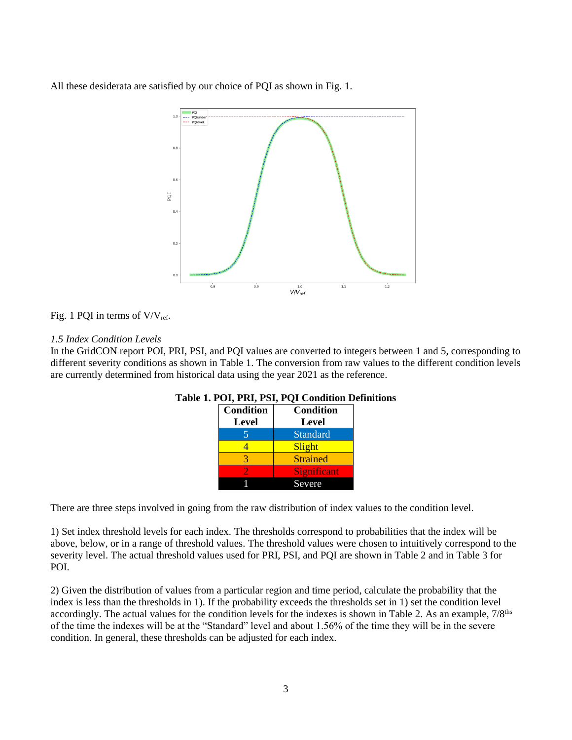All these desiderata are satisfied by our choice of PQI as shown in Fig. 1.

Fig. 1 PQI in terms of $V/V_{ref}$.

*1.5 Index Condition Levels*

In the GridCON report POI, PRI, PSI, and PQI values are converted to integers between 1 and 5, corresponding to different severity conditions as shown in Table 1. The conversion from raw values to the different condition levels are currently determined from historical data using the year 2021 as the reference.

**Table 1. POI, PRI, PSI, PQI Condition Definitions**

| Condition Level | Condition Level |
|---|---|
| 5 | Standard |
| 4 | Slight |
| 3 | Strained |
| 2 | Significant |
| 1 | Severe |

There are three steps involved in going from the raw distribution of index values to the condition level.

1) Set index threshold levels for each index. The thresholds correspond to probabilities that the index will be above, below, or in a range of threshold values. The threshold values were chosen to intuitively correspond to the severity level. The actual threshold values used for PRI, PSI, and PQI are shown in Table 2 and in Table 3 for POI.

2) Given the distribution of values from a particular region and time period, calculate the probability that the index is less than the thresholds in 1). If the probability exceeds the thresholds set in 1) set the condition level accordingly. The actual values for the condition levels for the indexes is shown in Table 2. As an example, 7/8ths of the time the indexes will be at the "Standard" level and about 1.56% of the time they will be in the severe condition. In general, these thresholds can be adjusted for each index.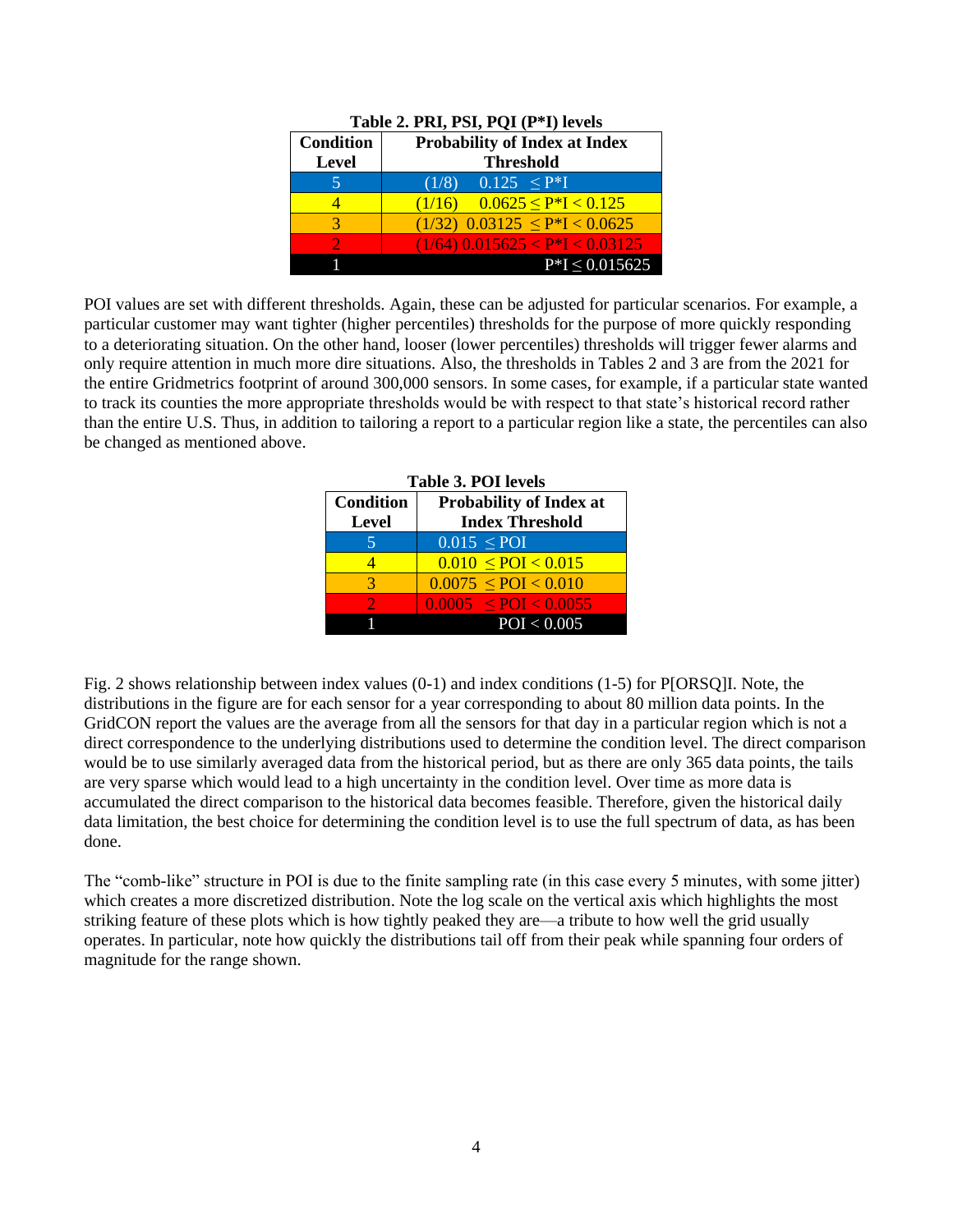**Table 2. PRI, PSI, PQI (P*I) levels**

| Condition Level | Probability of Index at Index Threshold |
|---|---|
| 5 | (1/8) 0.125 ≤ P*I |
| 4 | (1/16) 0.0625 ≤ P*I < 0.125 |
| 3 | (1/32) 0.03125 ≤ P*I < 0.0625 |
| 2 | (1/64) 0.015625 < P*I < 0.03125 |
| 1 | P*I ≤ 0.015625 |

POI values are set with different thresholds. Again, these can be adjusted for particular scenarios. For example, a particular customer may want tighter (higher percentiles) thresholds for the purpose of more quickly responding to a deteriorating situation. On the other hand, looser (lower percentiles) thresholds will trigger fewer alarms and only require attention in much more dire situations. Also, the thresholds in Tables 2 and 3 are from the 2021 for the entire Gridmetrics footprint of around 300,000 sensors. In some cases, for example, if a particular state wanted to track its counties the more appropriate thresholds would be with respect to that state's historical record rather than the entire U.S. Thus, in addition to tailoring a report to a particular region like a state, the percentiles can also be changed as mentioned above.

**Table 3. POI levels**

| Condition Level | Probability of Index at Index Threshold |
|---|---|
| 5 | 0.015 ≤ POI |
| 4 | 0.010 ≤ POI < 0.015 |
| 3 | 0.0075 ≤ POI < 0.010 |
| 2 | 0.0005 ≤ POI < 0.0055 |
| 1 | POI < 0.005 |

Fig. 2 shows relationship between index values (0-1) and index conditions (1-5) for P[ORSQ]I. Note, the distributions in the figure are for each sensor for a year corresponding to about 80 million data points. In the GridCON report the values are the average from all the sensors for that day in a particular region which is not a direct correspondence to the underlying distributions used to determine the condition level. The direct comparison would be to use similarly averaged data from the historical period, but as there are only 365 data points, the tails are very sparse which would lead to a high uncertainty in the condition level. Over time as more data is accumulated the direct comparison to the historical data becomes feasible. Therefore, given the historical daily data limitation, the best choice for determining the condition level is to use the full spectrum of data, as has been done.

The "comb-like" structure in POI is due to the finite sampling rate (in this case every 5 minutes, with some jitter) which creates a more discretized distribution. Note the log scale on the vertical axis which highlights the most striking feature of these plots which is how tightly peaked they are—a tribute to how well the grid usually operates. In particular, note how quickly the distributions tail off from their peak while spanning four orders of magnitude for the range shown.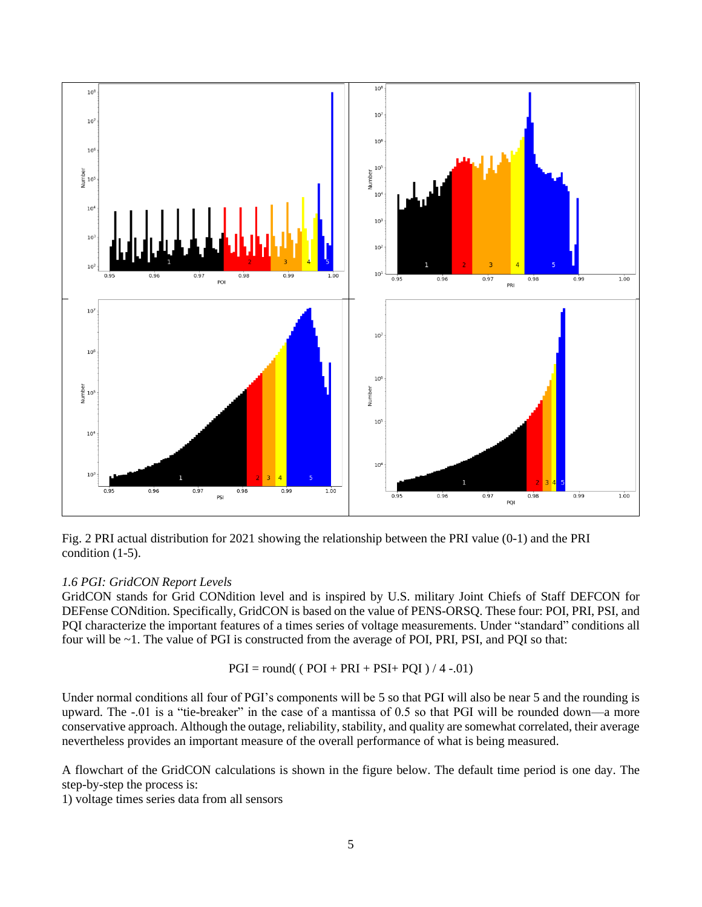Fig. 2 PRI actual distribution for 2021 showing the relationship between the PRI value (0-1) and the PRI condition (1-5).

### *1.6 PGI: GridCON Report Levels*

GridCON stands for Grid CONdition level and is inspired by U.S. military Joint Chiefs of Staff DEFCON for DEFense CONdition. Specifically, GridCON is based on the value of PENS-ORSQ. These four: POI, PRI, PSI, and PQI characterize the important features of a times series of voltage measurements. Under "standard" conditions all four will be ~1. The value of PGI is constructed from the average of POI, PRI, PSI, and PQI so that:

$$\text{PGI} = \text{round}(\ (\ \text{POI} + \text{PRI} + \text{PSI} + \text{PQI}\ )\ /\ 4 - .01)$$

Under normal conditions all four of PGI's components will be 5 so that PGI will also be near 5 and the rounding is upward. The -.01 is a "tie-breaker" in the case of a mantissa of 0.5 so that PGI will be rounded down—a more conservative approach. Although the outage, reliability, stability, and quality are somewhat correlated, their average nevertheless provides an important measure of the overall performance of what is being measured.

A flowchart of the GridCON calculations is shown in the figure below. The default time period is one day. The step-by-step the process is:

1) voltage times series data from all sensors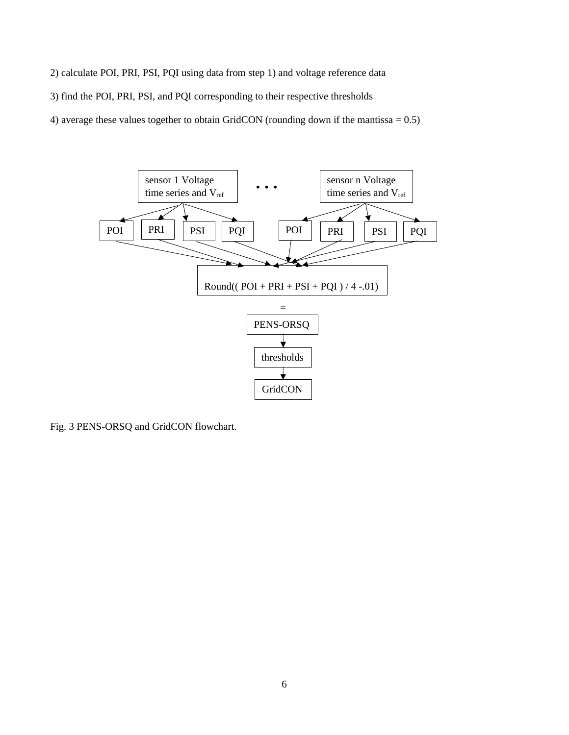2) calculate POI, PRI, PSI, PQI using data from step 1) and voltage reference data

3) find the POI, PRI, PSI, and PQI corresponding to their respective thresholds

4) average these values together to obtain GridCON (rounding down if the mantissa = 0.5)

sensor 1 Voltage time series and $V_{ref}$ . . . sensor n Voltage time series and $V_{ref}$

POI PRI PSI PQI POI PRI PSI PQI

Round(( POI + PRI + PSI + PQI ) / 4 -.01)

=

PENS-ORSQ

thresholds

GridCON

Fig. 3 PENS-ORSQ and GridCON flowchart.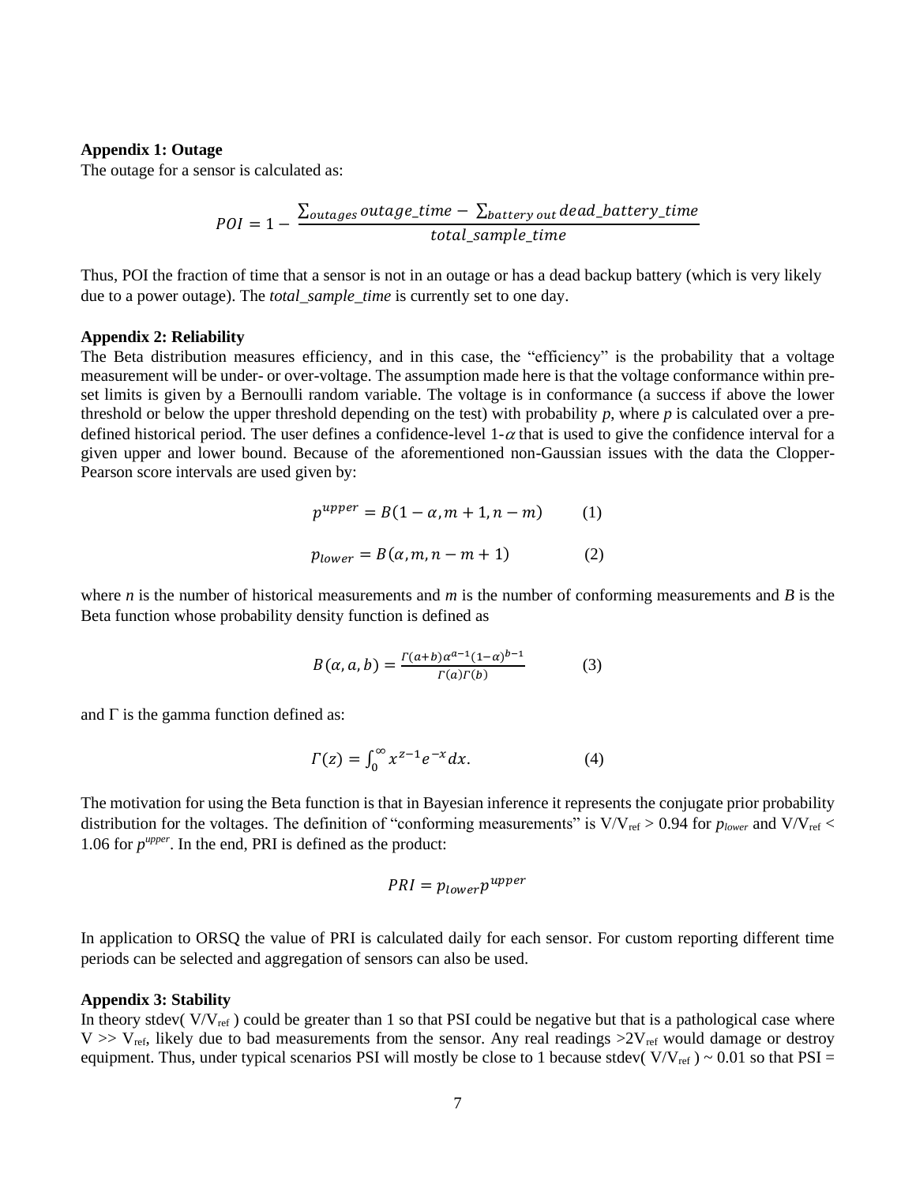**Appendix 1: Outage**

The outage for a sensor is calculated as:

$$POI = 1 - \frac{\sum_{outages} outage\_time - \sum_{battery\ out} dead\_battery\_time}{total\_sample\_time}$$

Thus, POI the fraction of time that a sensor is not in an outage or has a dead backup battery (which is very likely due to a power outage). The *total_sample_time* is currently set to one day.

**Appendix 2: Reliability**

The Beta distribution measures efficiency, and in this case, the "efficiency" is the probability that a voltage measurement will be under- or over-voltage. The assumption made here is that the voltage conformance within pre-set limits is given by a Bernoulli random variable. The voltage is in conformance (a success if above the lower threshold or below the upper threshold depending on the test) with probability $p$, where $p$ is calculated over a pre-defined historical period. The user defines a confidence-level $1-\alpha$ that is used to give the confidence interval for a given upper and lower bound. Because of the aforementioned non-Gaussian issues with the data the Clopper-Pearson score intervals are used given by:

$$p^{upper} = B(1-\alpha, m+1, n-m) \qquad (1)$$

$$p_{lower} = B(\alpha, m, n-m+1) \qquad (2)$$

where $n$ is the number of historical measurements and $m$ is the number of conforming measurements and $B$ is the Beta function whose probability density function is defined as

$$B(\alpha, a, b) = \frac{\Gamma(a+b)\alpha^{a-1}(1-\alpha)^{b-1}}{\Gamma(a)\Gamma(b)} \qquad (3)$$

and $\Gamma$ is the gamma function defined as:

$$\Gamma(z) = \int_0^\infty x^{z-1}e^{-x}dx. \qquad (4)$$

The motivation for using the Beta function is that in Bayesian inference it represents the conjugate prior probability distribution for the voltages. The definition of "conforming measurements" is $V/V_{ref} > 0.94$ for $p_{lower}$ and $V/V_{ref} < 1.06$ for $p^{upper}$. In the end, PRI is defined as the product:

$$PRI = p_{lower}p^{upper}$$

In application to ORSQ the value of PRI is calculated daily for each sensor. For custom reporting different time periods can be selected and aggregation of sensors can also be used.

**Appendix 3: Stability**

In theory stdev( $V/V_{ref}$ ) could be greater than 1 so that PSI could be negative but that is a pathological case where $V >> V_{ref}$, likely due to bad measurements from the sensor. Any real readings $>2V_{ref}$ would damage or destroy equipment. Thus, under typical scenarios PSI will mostly be close to 1 because stdev( $V/V_{ref}$ ) ~ 0.01 so that PSI =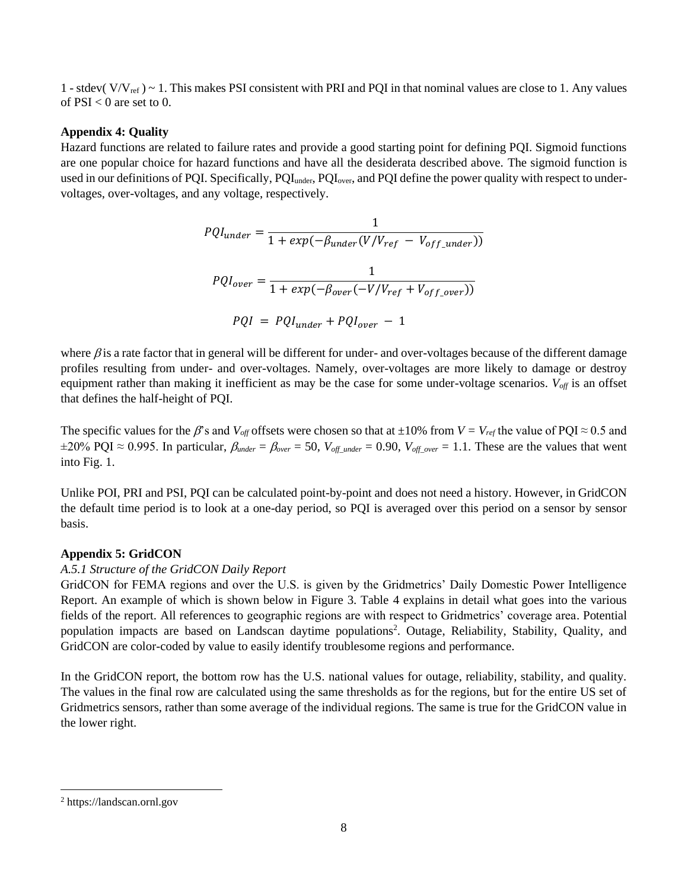1 - stdev( $V/V_{ref}$ ) ~ 1. This makes PSI consistent with PRI and PQI in that nominal values are close to 1. Any values of PSI < 0 are set to 0.

**Appendix 4: Quality**

Hazard functions are related to failure rates and provide a good starting point for defining PQI. Sigmoid functions are one popular choice for hazard functions and have all the desiderata described above. The sigmoid function is used in our definitions of PQI. Specifically, $PQI_{under}$, $PQI_{over}$, and PQI define the power quality with respect to under-voltages, over-voltages, and any voltage, respectively.

$$PQI_{under} = \frac{1}{1 + exp(-\beta_{under}(V/V_{ref} - V_{off\_under}))}$$

$$PQI_{over} = \frac{1}{1 + exp(-\beta_{over}(-V/V_{ref} + V_{off\_over}))}$$

$$PQI = PQI_{under} + PQI_{over} - 1$$

where $\beta$ is a rate factor that in general will be different for under- and over-voltages because of the different damage profiles resulting from under- and over-voltages. Namely, over-voltages are more likely to damage or destroy equipment rather than making it inefficient as may be the case for some under-voltage scenarios. $V_{off}$ is an offset that defines the half-height of PQI.

The specific values for the $\beta$'s and $V_{off}$ offsets were chosen so that at ±10% from $V = V_{ref}$ the value of PQI ≈ 0.5 and ±20% PQI ≈ 0.995. In particular, $\beta_{under} = \beta_{over} = 50$, $V_{off\_under} = 0.90$, $V_{off\_over} = 1.1$. These are the values that went into Fig. 1.

Unlike POI, PRI and PSI, PQI can be calculated point-by-point and does not need a history. However, in GridCON the default time period is to look at a one-day period, so PQI is averaged over this period on a sensor by sensor basis.

**Appendix 5: GridCON**

*A.5.1 Structure of the GridCON Daily Report*

GridCON for FEMA regions and over the U.S. is given by the Gridmetrics' Daily Domestic Power Intelligence Report. An example of which is shown below in Figure 3. Table 4 explains in detail what goes into the various fields of the report. All references to geographic regions are with respect to Gridmetrics' coverage area. Potential population impacts are based on Landscan daytime populations[2]. Outage, Reliability, Stability, Quality, and GridCON are color-coded by value to easily identify troublesome regions and performance.

In the GridCON report, the bottom row has the U.S. national values for outage, reliability, stability, and quality. The values in the final row are calculated using the same thresholds as for the regions, but for the entire US set of Gridmetrics sensors, rather than some average of the individual regions. The same is true for the GridCON value in the lower right.

[2] https://landscan.ornl.gov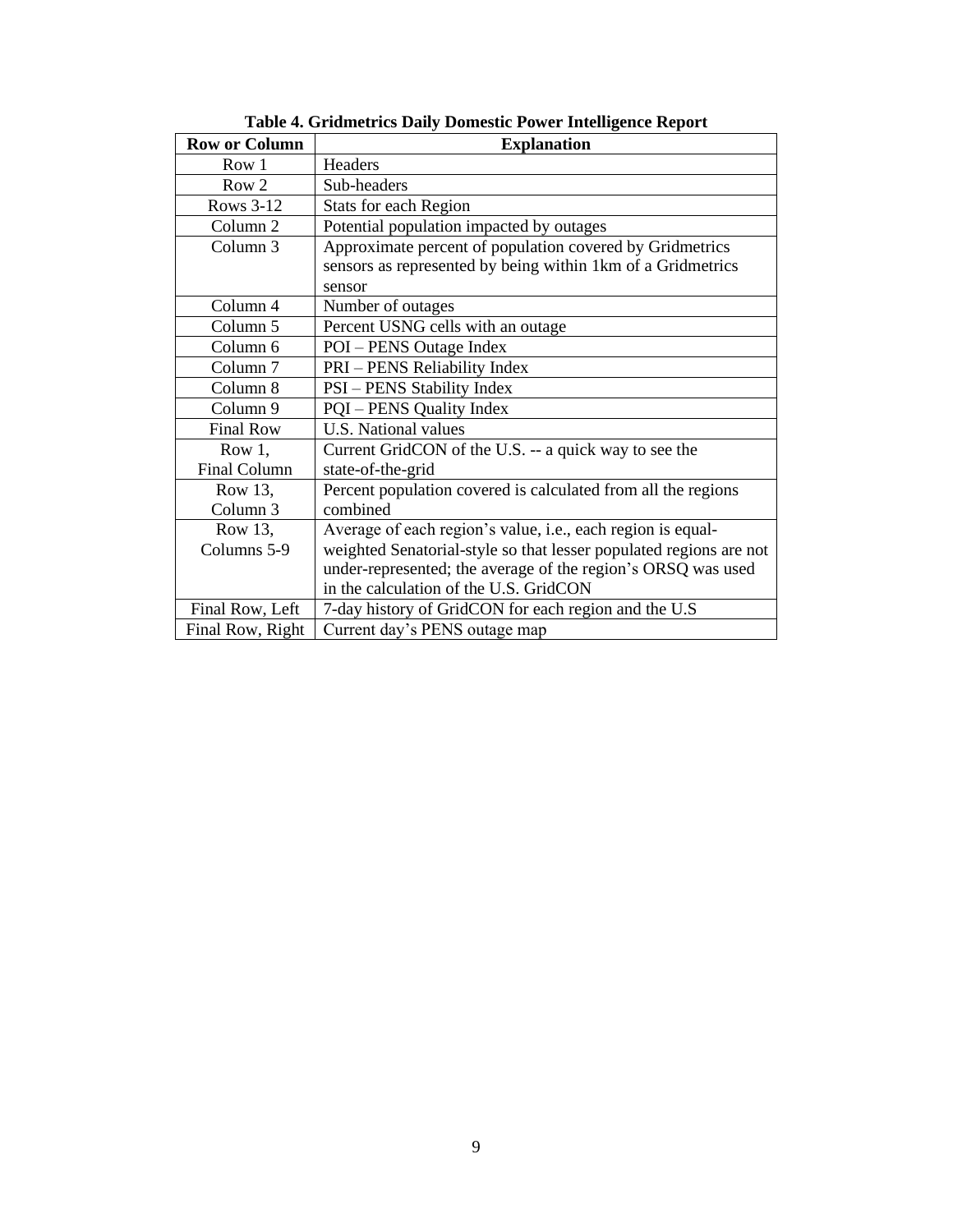**Table 4. Gridmetrics Daily Domestic Power Intelligence Report**

| Row or Column | Explanation |
|---|---|
| Row 1 | Headers |
| Row 2 | Sub-headers |
| Rows 3-12 | Stats for each Region |
| Column 2 | Potential population impacted by outages |
| Column 3 | Approximate percent of population covered by Gridmetrics sensors as represented by being within 1km of a Gridmetrics sensor |
| Column 4 | Number of outages |
| Column 5 | Percent USNG cells with an outage |
| Column 6 | POI – PENS Outage Index |
| Column 7 | PRI – PENS Reliability Index |
| Column 8 | PSI – PENS Stability Index |
| Column 9 | PQI – PENS Quality Index |
| Final Row | U.S. National values |
| Row 1, Final Column | Current GridCON of the U.S. -- a quick way to see the state-of-the-grid |
| Row 13, Column 3 | Percent population covered is calculated from all the regions combined |
| Row 13, Columns 5-9 | Average of each region's value, i.e., each region is equal-weighted Senatorial-style so that lesser populated regions are not under-represented; the average of the region's ORSQ was used in the calculation of the U.S. GridCON |
| Final Row, Left | 7-day history of GridCON for each region and the U.S |
| Final Row, Right | Current day's PENS outage map |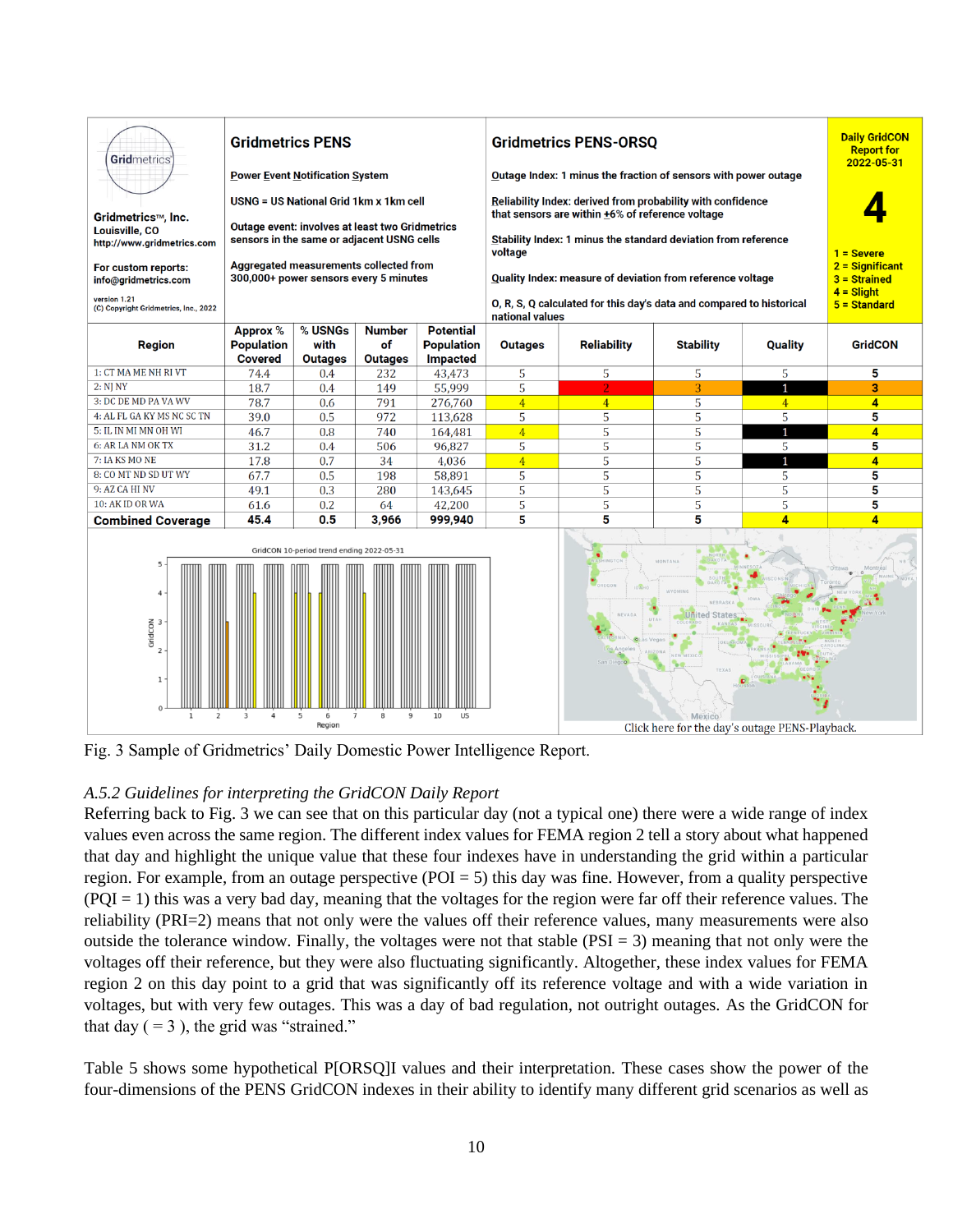| Gridmetrics™, Inc. Louisville, CO http://www.gridmetrics.com For custom reports: info@gridmetrics.com version 1.21 (C) Copyright Gridmetrics, Inc., 2022 | **Gridmetrics PENS** Power Event Notification System. USNG = US National Grid 1km x 1km cell. Outage event: involves at least two Gridmetrics sensors in the same or adjacent USNG cells. Aggregated measurements collected from 300,000+ power sensors every 5 minutes | | | | **Gridmetrics PENS-ORSQ** Outage Index: 1 minus the fraction of sensors with power outage. Reliability Index: derived from probability with confidence that sensors are within ±6% of reference voltage. Stability Index: 1 minus the standard deviation from reference voltage. Quality Index: measure of deviation from reference voltage. O, R, S, Q calculated for this day's data and compared to historical national values | | | | **Daily GridCON Report for 2022-05-31** **4** 1 = Severe 2 = Significant 3 = Strained 4 = Slight 5 = Standard |
|---|---|---|---|---|---|---|---|---|---|
| **Region** | **Approx % Population Covered** | **% USNGs with Outages** | **Number of Outages** | **Potential Population Impacted** | **Outages** | **Reliability** | **Stability** | **Quality** | **GridCON** |
| 1: CT MA ME NH RI VT | 74.4 | 0.4 | 232 | 43,473 | 5 | 5 | 5 | 5 | 5 |
| 2: NJ NY | 18.7 | 0.4 | 149 | 55,999 | 5 | 2 | 3 | 1 | 3 |
| 3: DC DE MD PA VA WV | 78.7 | 0.6 | 791 | 276,760 | 4 | 4 | 5 | 4 | 4 |
| 4: AL FL GA KY MS NC SC TN | 39.0 | 0.5 | 972 | 113,628 | 5 | 5 | 5 | 5 | 5 |
| 5: IL IN MI MN OH WI | 46.7 | 0.8 | 740 | 164,481 | 4 | 5 | 5 | 1 | 4 |
| 6: AR LA NM OK TX | 31.2 | 0.4 | 506 | 96,827 | 5 | 5 | 5 | 5 | 5 |
| 7: IA KS MO NE | 17.8 | 0.7 | 34 | 4,036 | 4 | 5 | 5 | 1 | 4 |
| 8: CO MT ND SD UT WY | 67.7 | 0.5 | 198 | 58,891 | 5 | 5 | 5 | 5 | 5 |
| 9: AZ CA HI NV | 49.1 | 0.3 | 280 | 143,645 | 5 | 5 | 5 | 5 | 5 |
| 10: AK ID OR WA | 61.6 | 0.2 | 64 | 42,200 | 5 | 5 | 5 | 5 | 5 |
| **Combined Coverage** | **45.4** | **0.5** | **3,966** | **999,940** | **5** | **5** | **5** | **4** | **4** |

GridCON 10-period trend ending 2022-05-31

Click here for the day's outage PENS-Playback.

Fig. 3 Sample of Gridmetrics' Daily Domestic Power Intelligence Report.

### *A.5.2 Guidelines for interpreting the GridCON Daily Report*

Referring back to Fig. 3 we can see that on this particular day (not a typical one) there were a wide range of index values even across the same region. The different index values for FEMA region 2 tell a story about what happened that day and highlight the unique value that these four indexes have in understanding the grid within a particular region. For example, from an outage perspective (POI = 5) this day was fine. However, from a quality perspective (PQI = 1) this was a very bad day, meaning that the voltages for the region were far off their reference values. The reliability (PRI=2) means that not only were the values off their reference values, many measurements were also outside the tolerance window. Finally, the voltages were not that stable (PSI = 3) meaning that not only were the voltages off their reference, but they were also fluctuating significantly. Altogether, these index values for FEMA region 2 on this day point to a grid that was significantly off its reference voltage and with a wide variation in voltages, but with very few outages. This was a day of bad regulation, not outright outages. As the GridCON for that day ( = 3 ), the grid was "strained."

Table 5 shows some hypothetical P[ORSQ]I values and their interpretation. These cases show the power of the four-dimensions of the PENS GridCON indexes in their ability to identify many different grid scenarios as well as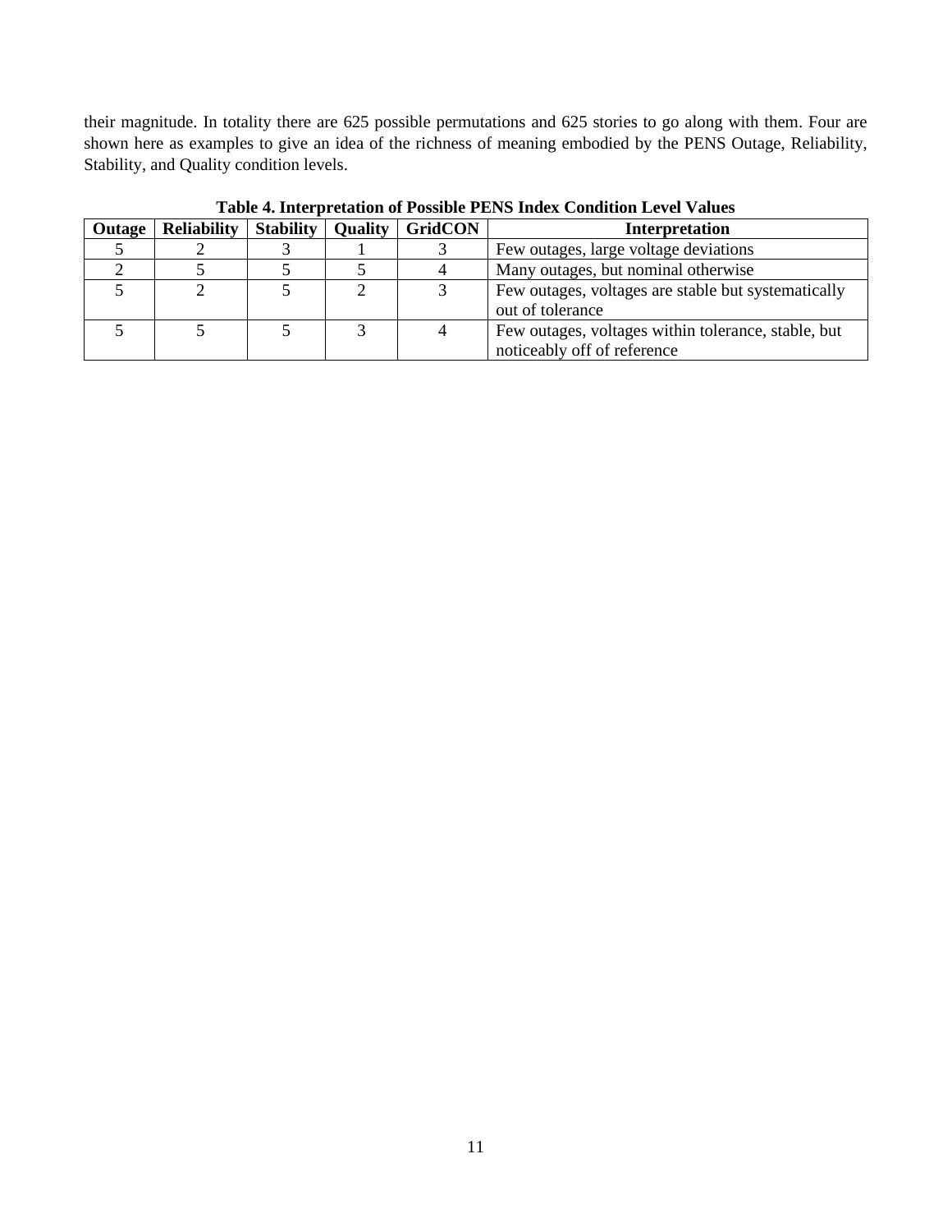their magnitude. In totality there are 625 possible permutations and 625 stories to go along with them. Four are shown here as examples to give an idea of the richness of meaning embodied by the PENS Outage, Reliability, Stability, and Quality condition levels.

**Table 4. Interpretation of Possible PENS Index Condition Level Values**

| Outage | Reliability | Stability | Quality | GridCON | Interpretation |
|---|---|---|---|---|---|
| 5 | 2 | 3 | 1 | 3 | Few outages, large voltage deviations |
| 2 | 5 | 5 | 5 | 4 | Many outages, but nominal otherwise |
| 5 | 2 | 5 | 2 | 3 | Few outages, voltages are stable but systematically out of tolerance |
| 5 | 5 | 5 | 3 | 4 | Few outages, voltages within tolerance, stable, but noticeably off of reference |